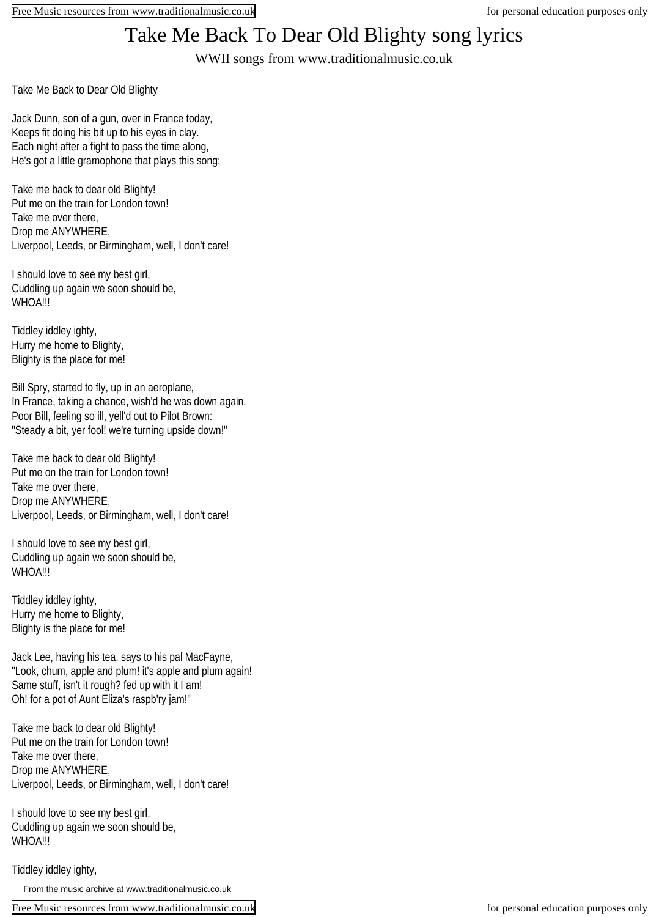# Take Me Back To Dear Old Blighty song lyrics

WWII songs from www.traditionalmusic.co.uk

Take Me Back to Dear Old Blighty

Jack Dunn, son of a gun, over in France today,
Keeps fit doing his bit up to his eyes in clay.
Each night after a fight to pass the time along,
He's got a little gramophone that plays this song:

Take me back to dear old Blighty!
Put me on the train for London town!
Take me over there,
Drop me ANYWHERE,
Liverpool, Leeds, or Birmingham, well, I don't care!

I should love to see my best girl,
Cuddling up again we soon should be,
WHOA!!!

Tiddley iddley ighty,
Hurry me home to Blighty,
Blighty is the place for me!

Bill Spry, started to fly, up in an aeroplane,
In France, taking a chance, wish'd he was down again.
Poor Bill, feeling so ill, yell'd out to Pilot Brown:
"Steady a bit, yer fool! we're turning upside down!"

Take me back to dear old Blighty!
Put me on the train for London town!
Take me over there,
Drop me ANYWHERE,
Liverpool, Leeds, or Birmingham, well, I don't care!

I should love to see my best girl,
Cuddling up again we soon should be,
WHOA!!!

Tiddley iddley ighty,
Hurry me home to Blighty,
Blighty is the place for me!

Jack Lee, having his tea, says to his pal MacFayne,
"Look, chum, apple and plum! it's apple and plum again!
Same stuff, isn't it rough? fed up with it I am!
Oh! for a pot of Aunt Eliza's raspb'ry jam!"

Take me back to dear old Blighty!
Put me on the train for London town!
Take me over there,
Drop me ANYWHERE,
Liverpool, Leeds, or Birmingham, well, I don't care!

I should love to see my best girl,
Cuddling up again we soon should be,
WHOA!!!

Tiddley iddley ighty,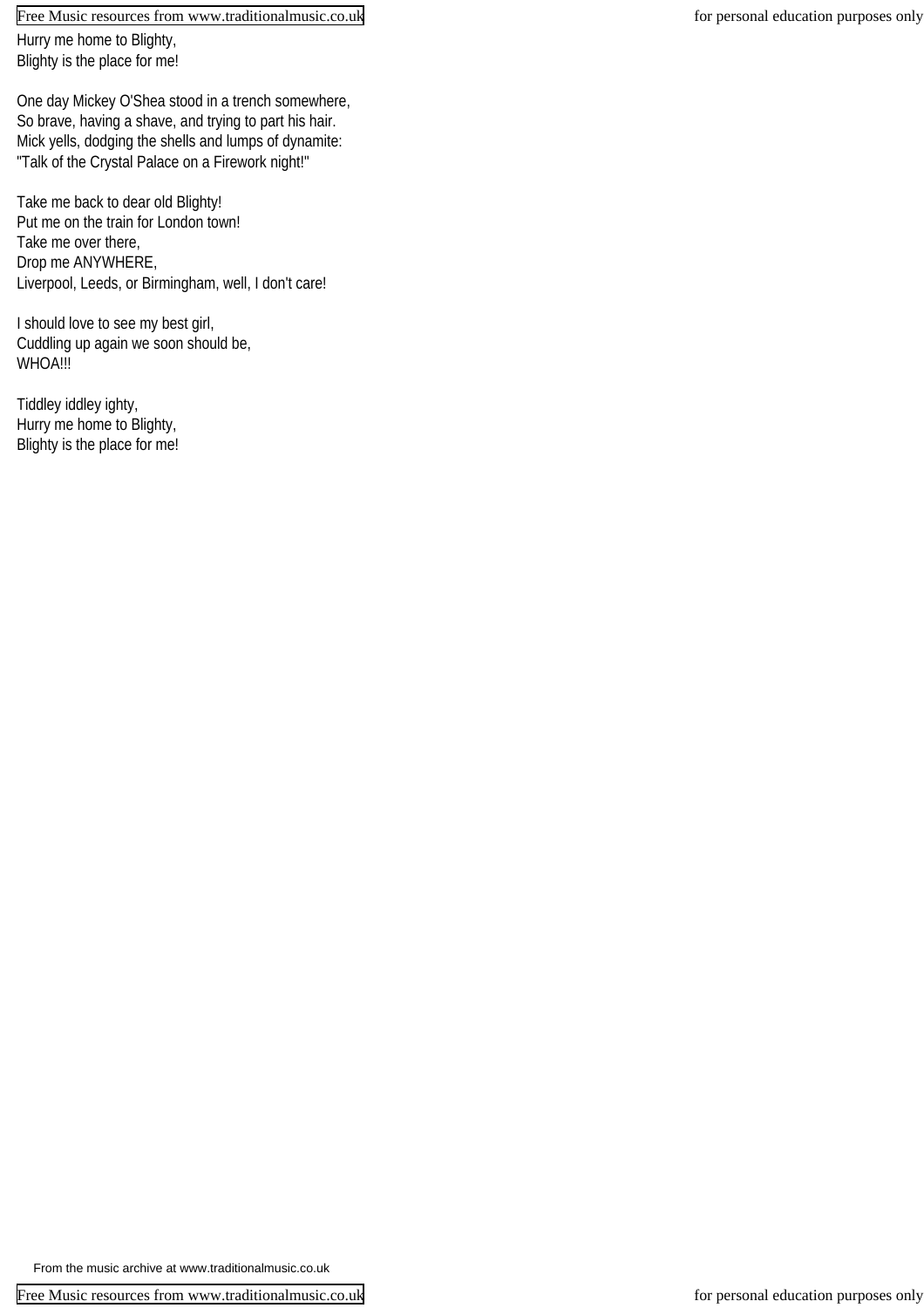Hurry me home to Blighty,
Blighty is the place for me!

One day Mickey O'Shea stood in a trench somewhere,
So brave, having a shave, and trying to part his hair.
Mick yells, dodging the shells and lumps of dynamite:
"Talk of the Crystal Palace on a Firework night!"

Take me back to dear old Blighty!
Put me on the train for London town!
Take me over there,
Drop me ANYWHERE,
Liverpool, Leeds, or Birmingham, well, I don't care!

I should love to see my best girl,
Cuddling up again we soon should be,
WHOA!!!

Tiddley iddley ighty,
Hurry me home to Blighty,
Blighty is the place for me!

From the music archive at www.traditionalmusic.co.uk